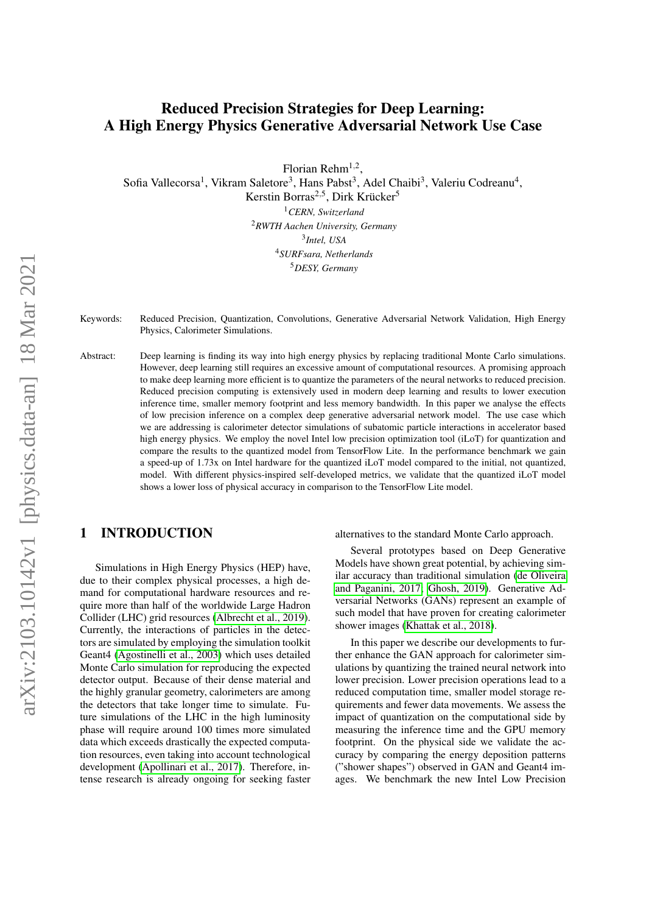# Reduced Precision Strategies for Deep Learning: A High Energy Physics Generative Adversarial Network Use Case

Florian Rehm[1,2], Sofia Vallecorsa[1], Vikram Saletore[3], Hans Pabst[3], Adel Chaibi[3], Valeriu Codreanu[4], Kerstin Borras[2,5], Dirk Krücker[5]

[1]*CERN, Switzerland*
[2]*RWTH Aachen University, Germany*
[3]*Intel, USA*
[4]*SURFsara, Netherlands*
[5]*DESY, Germany*

Keywords: Reduced Precision, Quantization, Convolutions, Generative Adversarial Network Validation, High Energy Physics, Calorimeter Simulations.

Abstract: Deep learning is finding its way into high energy physics by replacing traditional Monte Carlo simulations. However, deep learning still requires an excessive amount of computational resources. A promising approach to make deep learning more efficient is to quantize the parameters of the neural networks to reduced precision. Reduced precision computing is extensively used in modern deep learning and results to lower execution inference time, smaller memory footprint and less memory bandwidth. In this paper we analyse the effects of low precision inference on a complex deep generative adversarial network model. The use case which we are addressing is calorimeter detector simulations of subatomic particle interactions in accelerator based high energy physics. We employ the novel Intel low precision optimization tool (iLoT) for quantization and compare the results to the quantized model from TensorFlow Lite. In the performance benchmark we gain a speed-up of 1.73x on Intel hardware for the quantized iLoT model compared to the initial, not quantized, model. With different physics-inspired self-developed metrics, we validate that the quantized iLoT model shows a lower loss of physical accuracy in comparison to the TensorFlow Lite model.

## 1 INTRODUCTION

Simulations in High Energy Physics (HEP) have, due to their complex physical processes, a high demand for computational hardware resources and require more than half of the worldwide Large Hadron Collider (LHC) grid resources (Albrecht et al., 2019). Currently, the interactions of particles in the detectors are simulated by employing the simulation toolkit Geant4 (Agostinelli et al., 2003) which uses detailed Monte Carlo simulation for reproducing the expected detector output. Because of their dense material and the highly granular geometry, calorimeters are among the detectors that take longer time to simulate. Future simulations of the LHC in the high luminosity phase will require around 100 times more simulated data which exceeds drastically the expected computation resources, even taking into account technological development (Apollinari et al., 2017). Therefore, intense research is already ongoing for seeking faster alternatives to the standard Monte Carlo approach.

Several prototypes based on Deep Generative Models have shown great potential, by achieving similar accuracy than traditional simulation (de Oliveira and Paganini, 2017; Ghosh, 2019). Generative Adversarial Networks (GANs) represent an example of such model that have proven for creating calorimeter shower images (Khattak et al., 2018).

In this paper we describe our developments to further enhance the GAN approach for calorimeter simulations by quantizing the trained neural network into lower precision. Lower precision operations lead to a reduced computation time, smaller model storage requirements and fewer data movements. We assess the impact of quantization on the computational side by measuring the inference time and the GPU memory footprint. On the physical side we validate the accuracy by comparing the energy deposition patterns ("shower shapes") observed in GAN and Geant4 images. We benchmark the new Intel Low Precision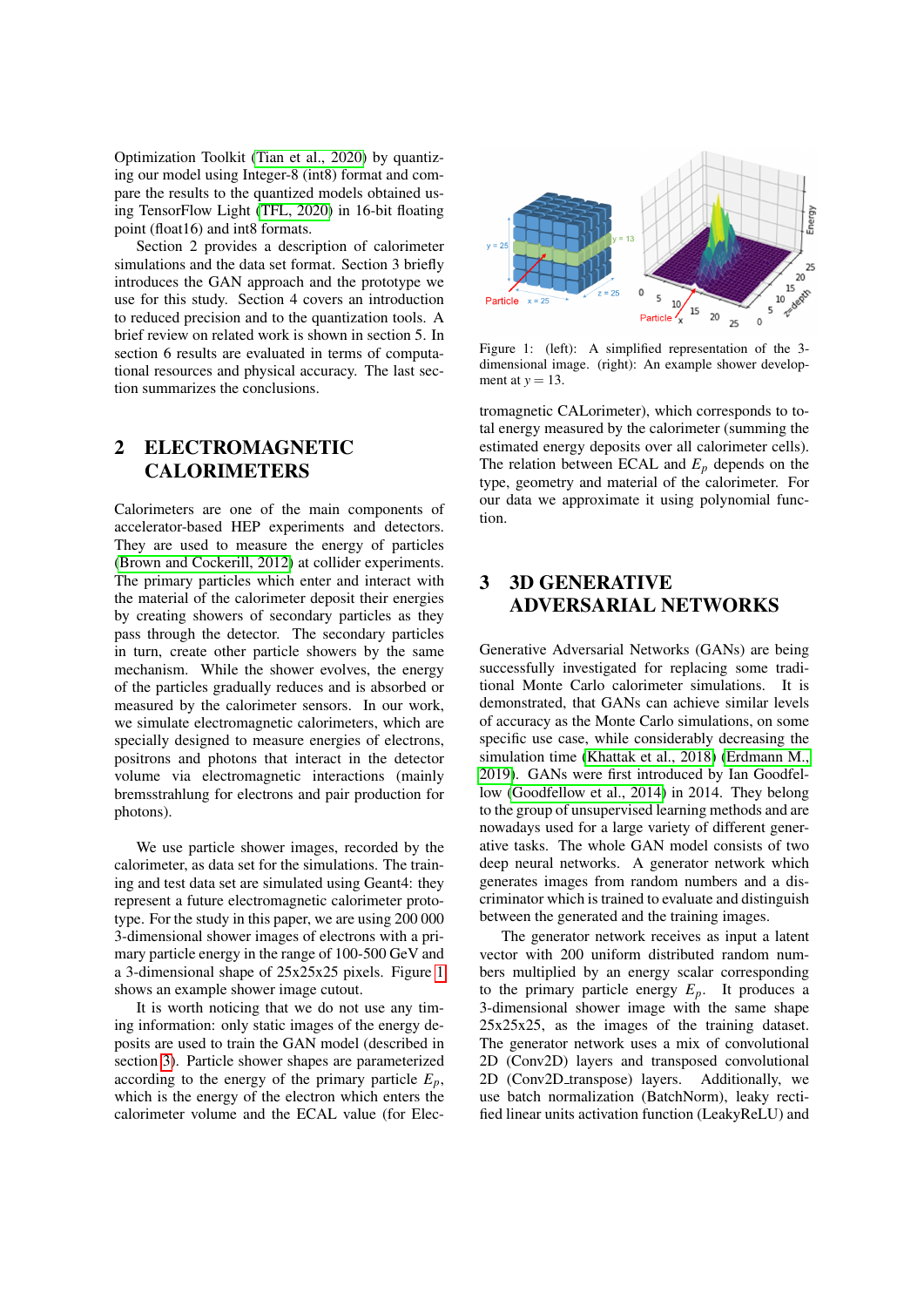Optimization Toolkit (Tian et al., 2020) by quantizing our model using Integer-8 (int8) format and compare the results to the quantized models obtained using TensorFlow Light (TFL, 2020) in 16-bit floating point (float16) and int8 formats.

Section 2 provides a description of calorimeter simulations and the data set format. Section 3 briefly introduces the GAN approach and the prototype we use for this study. Section 4 covers an introduction to reduced precision and to the quantization tools. A brief review on related work is shown in section 5. In section 6 results are evaluated in terms of computational resources and physical accuracy. The last section summarizes the conclusions.

## 2 ELECTROMAGNETIC CALORIMETERS

Calorimeters are one of the main components of accelerator-based HEP experiments and detectors. They are used to measure the energy of particles (Brown and Cockerill, 2012) at collider experiments. The primary particles which enter and interact with the material of the calorimeter deposit their energies by creating showers of secondary particles as they pass through the detector. The secondary particles in turn, create other particle showers by the same mechanism. While the shower evolves, the energy of the particles gradually reduces and is absorbed or measured by the calorimeter sensors. In our work, we simulate electromagnetic calorimeters, which are specially designed to measure energies of electrons, positrons and photons that interact in the detector volume via electromagnetic interactions (mainly bremsstrahlung for electrons and pair production for photons).

We use particle shower images, recorded by the calorimeter, as data set for the simulations. The training and test data set are simulated using Geant4: they represent a future electromagnetic calorimeter prototype. For the study in this paper, we are using 200 000 3-dimensional shower images of electrons with a primary particle energy in the range of 100-500 GeV and a 3-dimensional shape of 25x25x25 pixels. Figure 1 shows an example shower image cutout.

It is worth noticing that we do not use any timing information: only static images of the energy deposits are used to train the GAN model (described in section 3). Particle shower shapes are parameterized according to the energy of the primary particle $E_p$, which is the energy of the electron which enters the calorimeter volume and the ECAL value (for Electromagnetic CALorimeter), which corresponds to total energy measured by the calorimeter (summing the estimated energy deposits over all calorimeter cells). The relation between ECAL and $E_p$ depends on the type, geometry and material of the calorimeter. For our data we approximate it using polynomial function.

Figure 1: (left): A simplified representation of the 3-dimensional image. (right): An example shower development at $y = 13$.

## 3 3D GENERATIVE ADVERSARIAL NETWORKS

Generative Adversarial Networks (GANs) are being successfully investigated for replacing some traditional Monte Carlo calorimeter simulations. It is demonstrated, that GANs can achieve similar levels of accuracy as the Monte Carlo simulations, on some specific use case, while considerably decreasing the simulation time (Khattak et al., 2018) (Erdmann M., 2019). GANs were first introduced by Ian Goodfellow (Goodfellow et al., 2014) in 2014. They belong to the group of unsupervised learning methods and are nowadays used for a large variety of different generative tasks. The whole GAN model consists of two deep neural networks. A generator network which generates images from random numbers and a discriminator which is trained to evaluate and distinguish between the generated and the training images.

The generator network receives as input a latent vector with 200 uniform distributed random numbers multiplied by an energy scalar corresponding to the primary particle energy $E_p$. It produces a 3-dimensional shower image with the same shape 25x25x25, as the images of the training dataset. The generator network uses a mix of convolutional 2D (Conv2D) layers and transposed convolutional 2D (Conv2D_transpose) layers. Additionally, we use batch normalization (BatchNorm), leaky rectified linear units activation function (LeakyReLU) and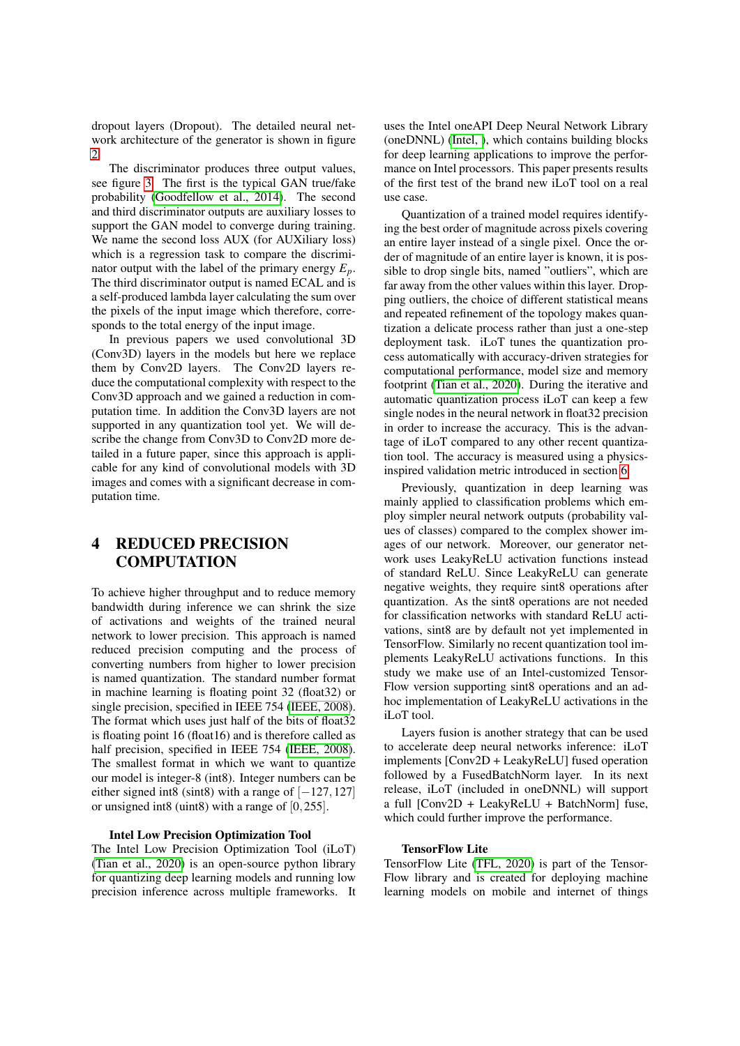dropout layers (Dropout). The detailed neural network architecture of the generator is shown in figure 2.

The discriminator produces three output values, see figure 3. The first is the typical GAN true/fake probability (Goodfellow et al., 2014). The second and third discriminator outputs are auxiliary losses to support the GAN model to converge during training. We name the second loss AUX (for AUXiliary loss) which is a regression task to compare the discriminator output with the label of the primary energy $E_p$. The third discriminator output is named ECAL and is a self-produced lambda layer calculating the sum over the pixels of the input image which therefore, corresponds to the total energy of the input image.

In previous papers we used convolutional 3D (Conv3D) layers in the models but here we replace them by Conv2D layers. The Conv2D layers reduce the computational complexity with respect to the Conv3D approach and we gained a reduction in computation time. In addition the Conv3D layers are not supported in any quantization tool yet. We will describe the change from Conv3D to Conv2D more detailed in a future paper, since this approach is applicable for any kind of convolutional models with 3D images and comes with a significant decrease in computation time.

# 4 REDUCED PRECISION COMPUTATION

To achieve higher throughput and to reduce memory bandwidth during inference we can shrink the size of activations and weights of the trained neural network to lower precision. This approach is named reduced precision computing and the process of converting numbers from higher to lower precision is named quantization. The standard number format in machine learning is floating point 32 (float32) or single precision, specified in IEEE 754 (IEEE, 2008). The format which uses just half of the bits of float32 is floating point 16 (float16) and is therefore called as half precision, specified in IEEE 754 (IEEE, 2008). The smallest format in which we want to quantize our model is integer-8 (int8). Integer numbers can be either signed int8 (sint8) with a range of $[-127,127]$ or unsigned int8 (uint8) with a range of $[0,255]$.

### Intel Low Precision Optimization Tool

The Intel Low Precision Optimization Tool (iLoT) (Tian et al., 2020) is an open-source python library for quantizing deep learning models and running low precision inference across multiple frameworks. It uses the Intel oneAPI Deep Neural Network Library (oneDNNL) (Intel, ), which contains building blocks for deep learning applications to improve the performance on Intel processors. This paper presents results of the first test of the brand new iLoT tool on a real use case.

Quantization of a trained model requires identifying the best order of magnitude across pixels covering an entire layer instead of a single pixel. Once the order of magnitude of an entire layer is known, it is possible to drop single bits, named "outliers", which are far away from the other values within this layer. Dropping outliers, the choice of different statistical means and repeated refinement of the topology makes quantization a delicate process rather than just a one-step deployment task. iLoT tunes the quantization process automatically with accuracy-driven strategies for computational performance, model size and memory footprint (Tian et al., 2020). During the iterative and automatic quantization process iLoT can keep a few single nodes in the neural network in float32 precision in order to increase the accuracy. This is the advantage of iLoT compared to any other recent quantization tool. The accuracy is measured using a physics-inspired validation metric introduced in section 6.

Previously, quantization in deep learning was mainly applied to classification problems which employ simpler neural network outputs (probability values of classes) compared to the complex shower images of our network. Moreover, our generator network uses LeakyReLU activation functions instead of standard ReLU. Since LeakyReLU can generate negative weights, they require sint8 operations after quantization. As the sint8 operations are not needed for classification networks with standard ReLU activations, sint8 are by default not yet implemented in TensorFlow. Similarly no recent quantization tool implements LeakyReLU activations functions. In this study we make use of an Intel-customized TensorFlow version supporting sint8 operations and an adhoc implementation of LeakyReLU activations in the iLoT tool.

Layers fusion is another strategy that can be used to accelerate deep neural networks inference: iLoT implements [Conv2D + LeakyReLU] fused operation followed by a FusedBatchNorm layer. In its next release, iLoT (included in oneDNNL) will support a full [Conv2D + LeakyReLU + BatchNorm] fuse, which could further improve the performance.

### TensorFlow Lite

TensorFlow Lite (TFL, 2020) is part of the TensorFlow library and is created for deploying machine learning models on mobile and internet of things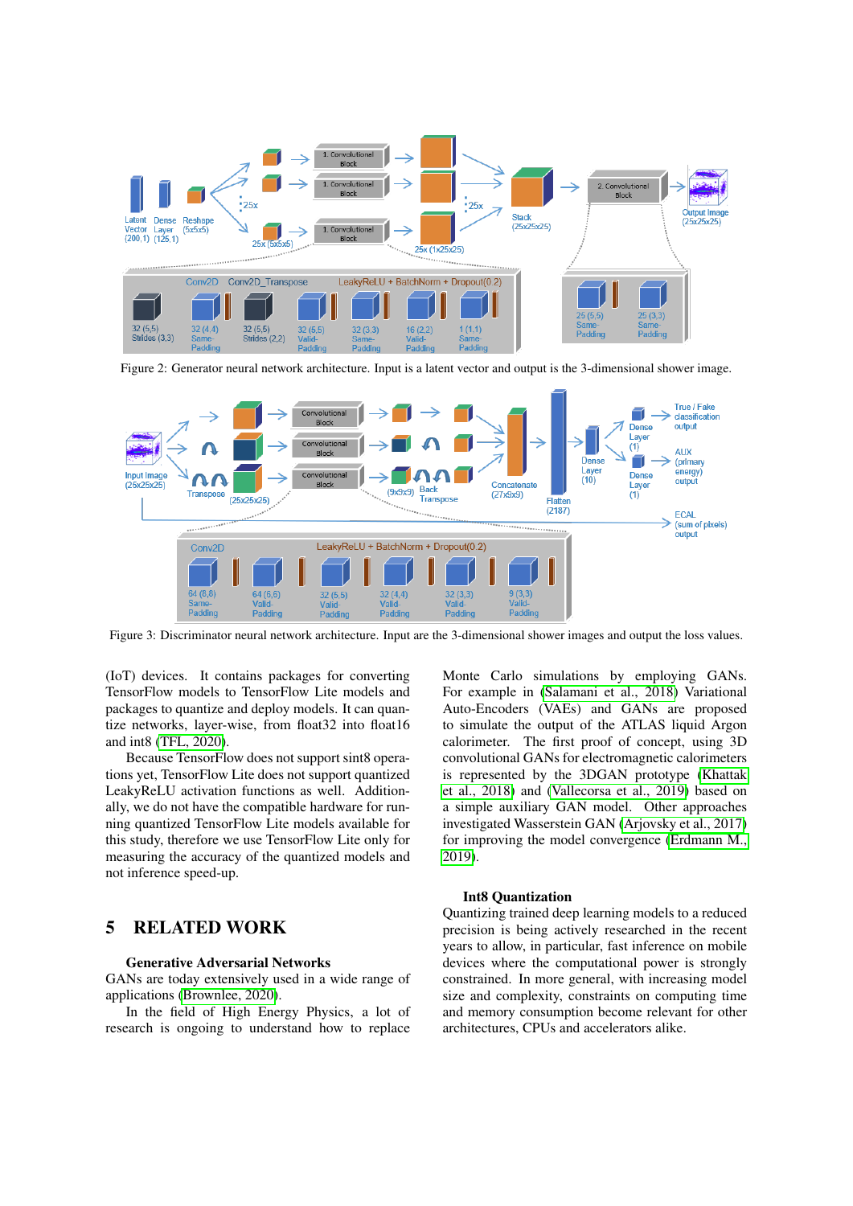Figure 2: Generator neural network architecture. Input is a latent vector and output is the 3-dimensional shower image.

Figure 3: Discriminator neural network architecture. Input are the 3-dimensional shower images and output the loss values.

(IoT) devices. It contains packages for converting TensorFlow models to TensorFlow Lite models and packages to quantize and deploy models. It can quantize networks, layer-wise, from float32 into float16 and int8 (TFL, 2020).

Because TensorFlow does not support sint8 operations yet, TensorFlow Lite does not support quantized LeakyReLU activation functions as well. Additionally, we do not have the compatible hardware for running quantized TensorFlow Lite models available for this study, therefore we use TensorFlow Lite only for measuring the accuracy of the quantized models and not inference speed-up.

## 5 RELATED WORK

### Generative Adversarial Networks

GANs are today extensively used in a wide range of applications (Brownlee, 2020).

In the field of High Energy Physics, a lot of research is ongoing to understand how to replace Monte Carlo simulations by employing GANs. For example in (Salamani et al., 2018) Variational Auto-Encoders (VAEs) and GANs are proposed to simulate the output of the ATLAS liquid Argon calorimeter. The first proof of concept, using 3D convolutional GANs for electromagnetic calorimeters is represented by the 3DGAN prototype (Khattak et al., 2018) and (Vallecorsa et al., 2019) based on a simple auxiliary GAN model. Other approaches investigated Wasserstein GAN (Arjovsky et al., 2017) for improving the model convergence (Erdmann M., 2019).

### Int8 Quantization

Quantizing trained deep learning models to a reduced precision is being actively researched in the recent years to allow, in particular, fast inference on mobile devices where the computational power is strongly constrained. In more general, with increasing model size and complexity, constraints on computing time and memory consumption become relevant for other architectures, CPUs and accelerators alike.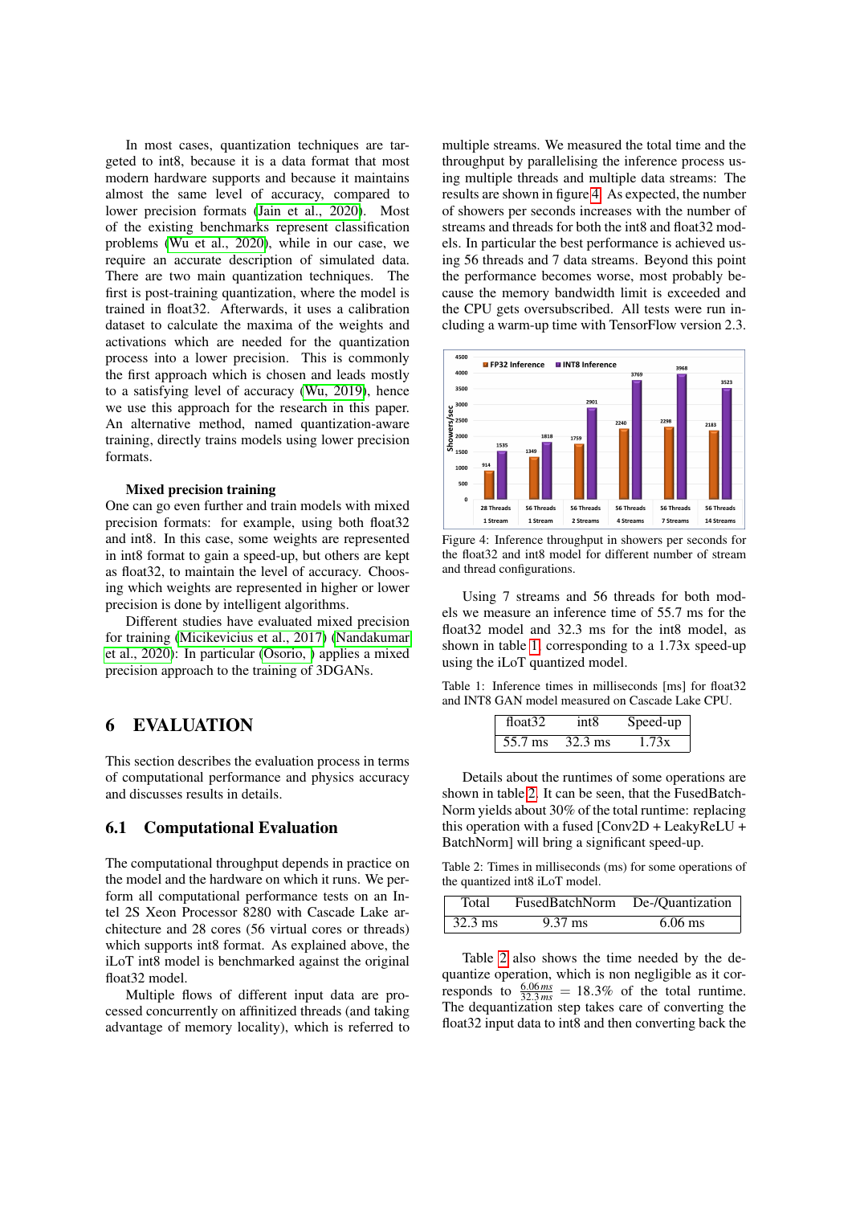In most cases, quantization techniques are targeted to int8, because it is a data format that most modern hardware supports and because it maintains almost the same level of accuracy, compared to lower precision formats (Jain et al., 2020). Most of the existing benchmarks represent classification problems (Wu et al., 2020), while in our case, we require an accurate description of simulated data. There are two main quantization techniques. The first is post-training quantization, where the model is trained in float32. Afterwards, it uses a calibration dataset to calculate the maxima of the weights and activations which are needed for the quantization process into a lower precision. This is commonly the first approach which is chosen and leads mostly to a satisfying level of accuracy (Wu, 2019), hence we use this approach for the research in this paper. An alternative method, named quantization-aware training, directly trains models using lower precision formats.

**Mixed precision training**

One can go even further and train models with mixed precision formats: for example, using both float32 and int8. In this case, some weights are represented in int8 format to gain a speed-up, but others are kept as float32, to maintain the level of accuracy. Choosing which weights are represented in higher or lower precision is done by intelligent algorithms.

Different studies have evaluated mixed precision for training (Micikevicius et al., 2017) (Nandakumar et al., 2020): In particular (Osorio, ) applies a mixed precision approach to the training of 3DGANs.

# 6 EVALUATION

This section describes the evaluation process in terms of computational performance and physics accuracy and discusses results in details.

## 6.1 Computational Evaluation

The computational throughput depends in practice on the model and the hardware on which it runs. We perform all computational performance tests on an Intel 2S Xeon Processor 8280 with Cascade Lake architecture and 28 cores (56 virtual cores or threads) which supports int8 format. As explained above, the iLoT int8 model is benchmarked against the original float32 model.

Multiple flows of different input data are processed concurrently on affinitized threads (and taking advantage of memory locality), which is referred to multiple streams. We measured the total time and the throughput by parallelising the inference process using multiple threads and multiple data streams: The results are shown in figure 4. As expected, the number of showers per seconds increases with the number of streams and threads for both the int8 and float32 models. In particular the best performance is achieved using 56 threads and 7 data streams. Beyond this point the performance becomes worse, most probably because the memory bandwidth limit is exceeded and the CPU gets oversubscribed. All tests were run including a warm-up time with TensorFlow version 2.3.

Figure 4: Inference throughput in showers per seconds for the float32 and int8 model for different number of stream and thread configurations.

Using 7 streams and 56 threads for both models we measure an inference time of 55.7 ms for the float32 model and 32.3 ms for the int8 model, as shown in table 1 corresponding to a 1.73x speed-up using the iLoT quantized model.

Table 1: Inference times in milliseconds [ms] for float32 and INT8 GAN model measured on Cascade Lake CPU.

| float32 | int8 | Speed-up |
|---|---|---|
| 55.7 ms | 32.3 ms | 1.73x |

Details about the runtimes of some operations are shown in table 2. It can be seen, that the FusedBatchNorm yields about 30% of the total runtime: replacing this operation with a fused [Conv2D + LeakyReLU + BatchNorm] will bring a significant speed-up.

Table 2: Times in milliseconds (ms) for some operations of the quantized int8 iLoT model.

| Total | FusedBatchNorm | De-/Quantization |
|---|---|---|
| 32.3 ms | 9.37 ms | 6.06 ms |

Table 2 also shows the time needed by the dequantize operation, which is non negligible as it corresponds to $\frac{6.06\,ms}{32.3\,ms} = 18.3\%$ of the total runtime. The dequantization step takes care of converting the float32 input data to int8 and then converting back the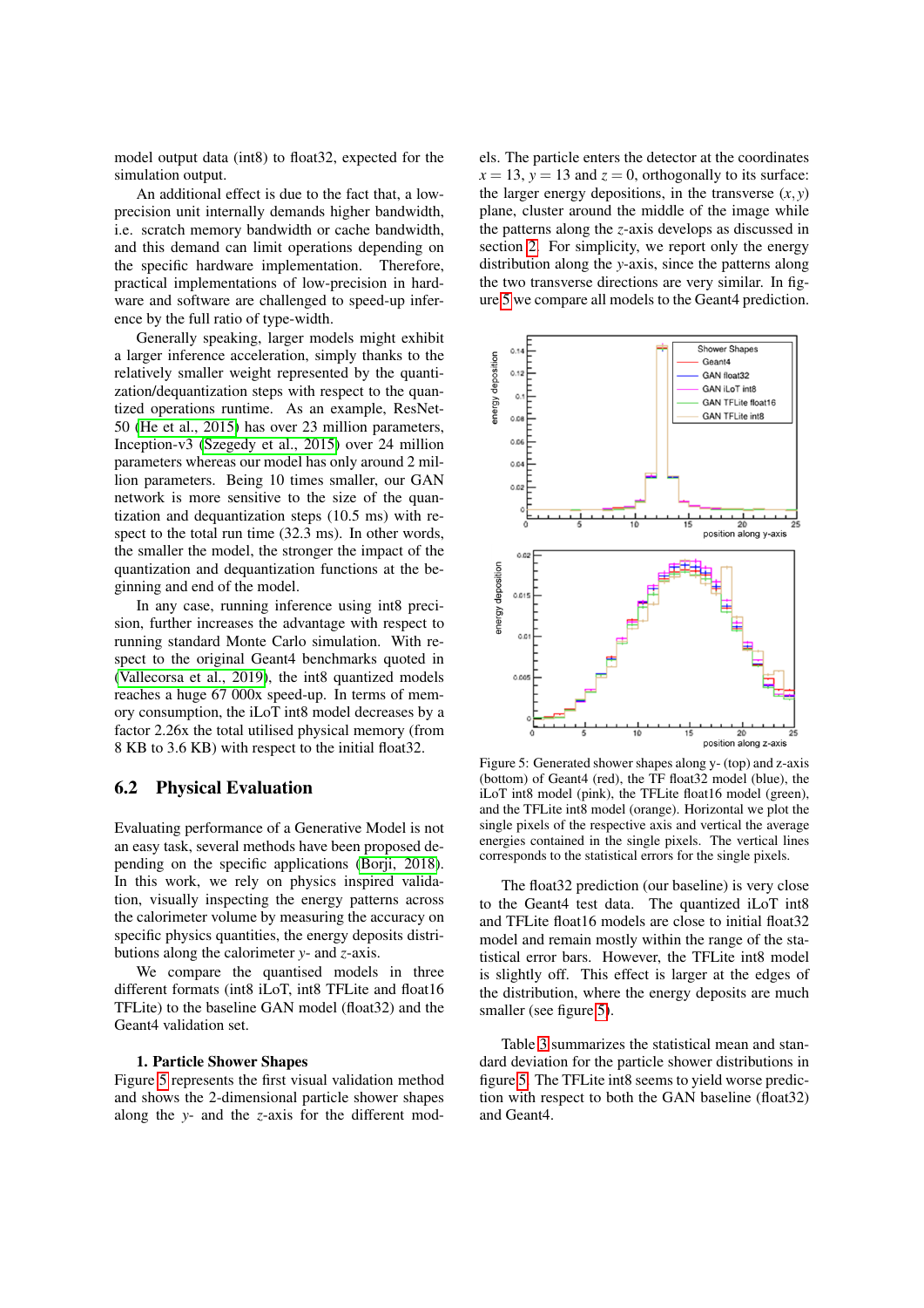model output data (int8) to float32, expected for the simulation output.

An additional effect is due to the fact that, a low-precision unit internally demands higher bandwidth, i.e. scratch memory bandwidth or cache bandwidth, and this demand can limit operations depending on the specific hardware implementation. Therefore, practical implementations of low-precision in hardware and software are challenged to speed-up inference by the full ratio of type-width.

Generally speaking, larger models might exhibit a larger inference acceleration, simply thanks to the relatively smaller weight represented by the quantization/dequantization steps with respect to the quantized operations runtime. As an example, ResNet-50 (He et al., 2015) has over 23 million parameters, Inception-v3 (Szegedy et al., 2015) over 24 million parameters whereas our model has only around 2 million parameters. Being 10 times smaller, our GAN network is more sensitive to the size of the quantization and dequantization steps (10.5 ms) with respect to the total run time (32.3 ms). In other words, the smaller the model, the stronger the impact of the quantization and dequantization functions at the beginning and end of the model.

In any case, running inference using int8 precision, further increases the advantage with respect to running standard Monte Carlo simulation. With respect to the original Geant4 benchmarks quoted in (Vallecorsa et al., 2019), the int8 quantized models reaches a huge 67 000x speed-up. In terms of memory consumption, the iLoT int8 model decreases by a factor 2.26x the total utilised physical memory (from 8 KB to 3.6 KB) with respect to the initial float32.

## 6.2 Physical Evaluation

Evaluating performance of a Generative Model is not an easy task, several methods have been proposed depending on the specific applications (Borji, 2018). In this work, we rely on physics inspired validation, visually inspecting the energy patterns across the calorimeter volume by measuring the accuracy on specific physics quantities, the energy deposits distributions along the calorimeter $y$- and $z$-axis.

We compare the quantised models in three different formats (int8 iLoT, int8 TFLite and float16 TFLite) to the baseline GAN model (float32) and the Geant4 validation set.

**1. Particle Shower Shapes**

Figure 5 represents the first visual validation method and shows the 2-dimensional particle shower shapes along the $y$- and the $z$-axis for the different models. The particle enters the detector at the coordinates $x = 13$, $y = 13$ and $z = 0$, orthogonally to its surface: the larger energy depositions, in the transverse $(x, y)$ plane, cluster around the middle of the image while the patterns along the $z$-axis develops as discussed in section 2. For simplicity, we report only the energy distribution along the $y$-axis, since the patterns along the two transverse directions are very similar. In figure 5 we compare all models to the Geant4 prediction.

Figure 5: Generated shower shapes along y- (top) and z-axis (bottom) of Geant4 (red), the TF float32 model (blue), the iLoT int8 model (pink), the TFLite float16 model (green), and the TFLite int8 model (orange). Horizontal we plot the single pixels of the respective axis and vertical the average energies contained in the single pixels. The vertical lines corresponds to the statistical errors for the single pixels.

The float32 prediction (our baseline) is very close to the Geant4 test data. The quantized iLoT int8 and TFLite float16 models are close to initial float32 model and remain mostly within the range of the statistical error bars. However, the TFLite int8 model is slightly off. This effect is larger at the edges of the distribution, where the energy deposits are much smaller (see figure 5).

Table 3 summarizes the statistical mean and standard deviation for the particle shower distributions in figure 5. The TFLite int8 seems to yield worse prediction with respect to both the GAN baseline (float32) and Geant4.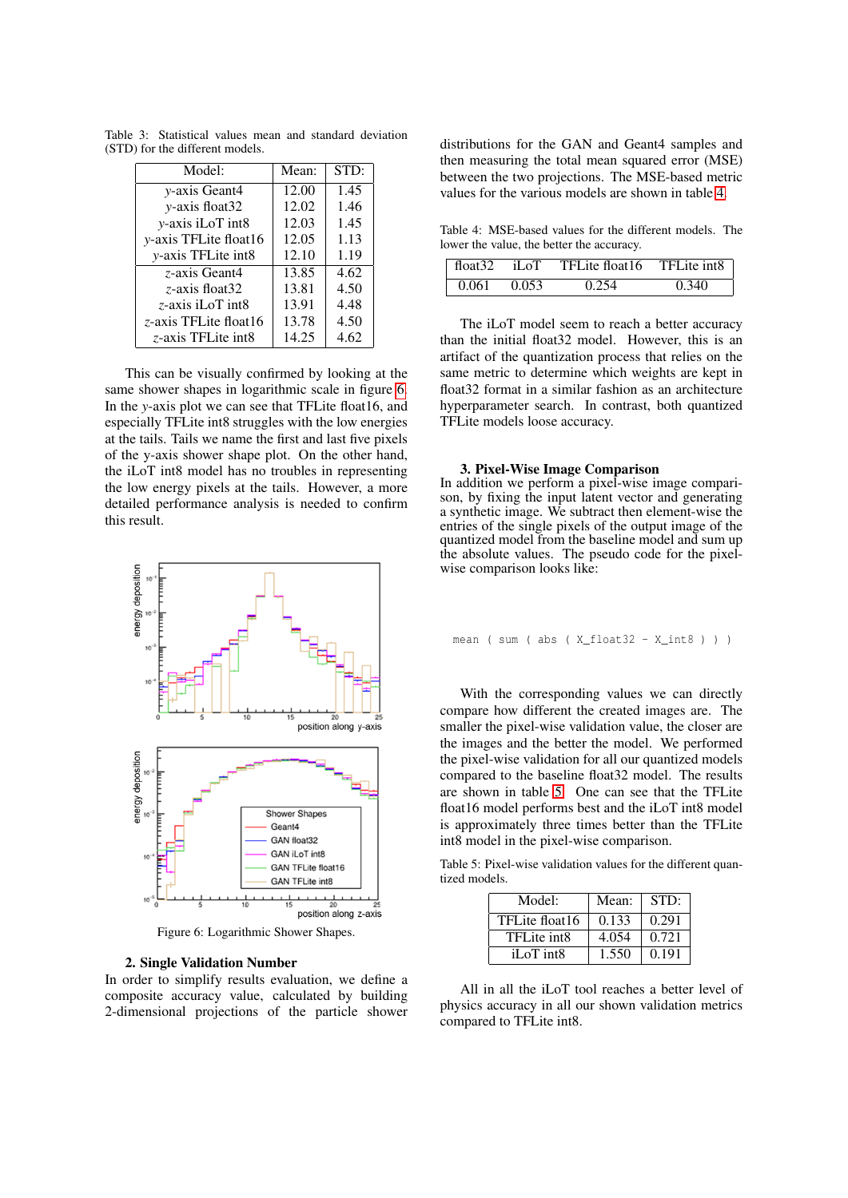Table 3: Statistical values mean and standard deviation (STD) for the different models.

| Model: | Mean: | STD: |
|---|---|---|
| $y$-axis Geant4 | 12.00 | 1.45 |
| $y$-axis float32 | 12.02 | 1.46 |
| $y$-axis iLoT int8 | 12.03 | 1.45 |
| $y$-axis TFLite float16 | 12.05 | 1.13 |
| $y$-axis TFLite int8 | 12.10 | 1.19 |
| $z$-axis Geant4 | 13.85 | 4.62 |
| $z$-axis float32 | 13.81 | 4.50 |
| $z$-axis iLoT int8 | 13.91 | 4.48 |
| $z$-axis TFLite float16 | 13.78 | 4.50 |
| $z$-axis TFLite int8 | 14.25 | 4.62 |

This can be visually confirmed by looking at the same shower shapes in logarithmic scale in figure 6. In the $y$-axis plot we can see that TFLite float16, and especially TFLite int8 struggles with the low energies at the tails. Tails we name the first and last five pixels of the y-axis shower shape plot. On the other hand, the iLoT int8 model has no troubles in representing the low energy pixels at the tails. However, a more detailed performance analysis is needed to confirm this result.

Figure 6: Logarithmic Shower Shapes.

### 2. Single Validation Number

In order to simplify results evaluation, we define a composite accuracy value, calculated by building 2-dimensional projections of the particle shower distributions for the GAN and Geant4 samples and then measuring the total mean squared error (MSE) between the two projections. The MSE-based metric values for the various models are shown in table 4.

Table 4: MSE-based values for the different models. The lower the value, the better the accuracy.

| float32 | iLoT | TFLite float16 | TFLite int8 |
|---|---|---|---|
| 0.061 | 0.053 | 0.254 | 0.340 |

The iLoT model seem to reach a better accuracy than the initial float32 model. However, this is an artifact of the quantization process that relies on the same metric to determine which weights are kept in float32 format in a similar fashion as an architecture hyperparameter search. In contrast, both quantized TFLite models loose accuracy.

### 3. Pixel-Wise Image Comparison

In addition we perform a pixel-wise image comparison, by fixing the input latent vector and generating a synthetic image. We subtract then element-wise the entries of the single pixels of the output image of the quantized model from the baseline model and sum up the absolute values. The pseudo code for the pixel-wise comparison looks like:

```
mean ( sum ( abs ( X_float32 - X_int8 ) ) )
```

With the corresponding values we can directly compare how different the created images are. The smaller the pixel-wise validation value, the closer are the images and the better the model. We performed the pixel-wise validation for all our quantized models compared to the baseline float32 model. The results are shown in table 5. One can see that the TFLite float16 model performs best and that the iLoT int8 model is approximately three times better than the TFLite int8 model in the pixel-wise comparison.

Table 5: Pixel-wise validation values for the different quantized models.

| Model: | Mean: | STD: |
|---|---|---|
| TFLite float16 | 0.133 | 0.291 |
| TFLite int8 | 4.054 | 0.721 |
| iLoT int8 | 1.550 | 0.191 |

All in all the iLoT tool reaches a better level of physics accuracy in all our shown validation metrics compared to TFLite int8.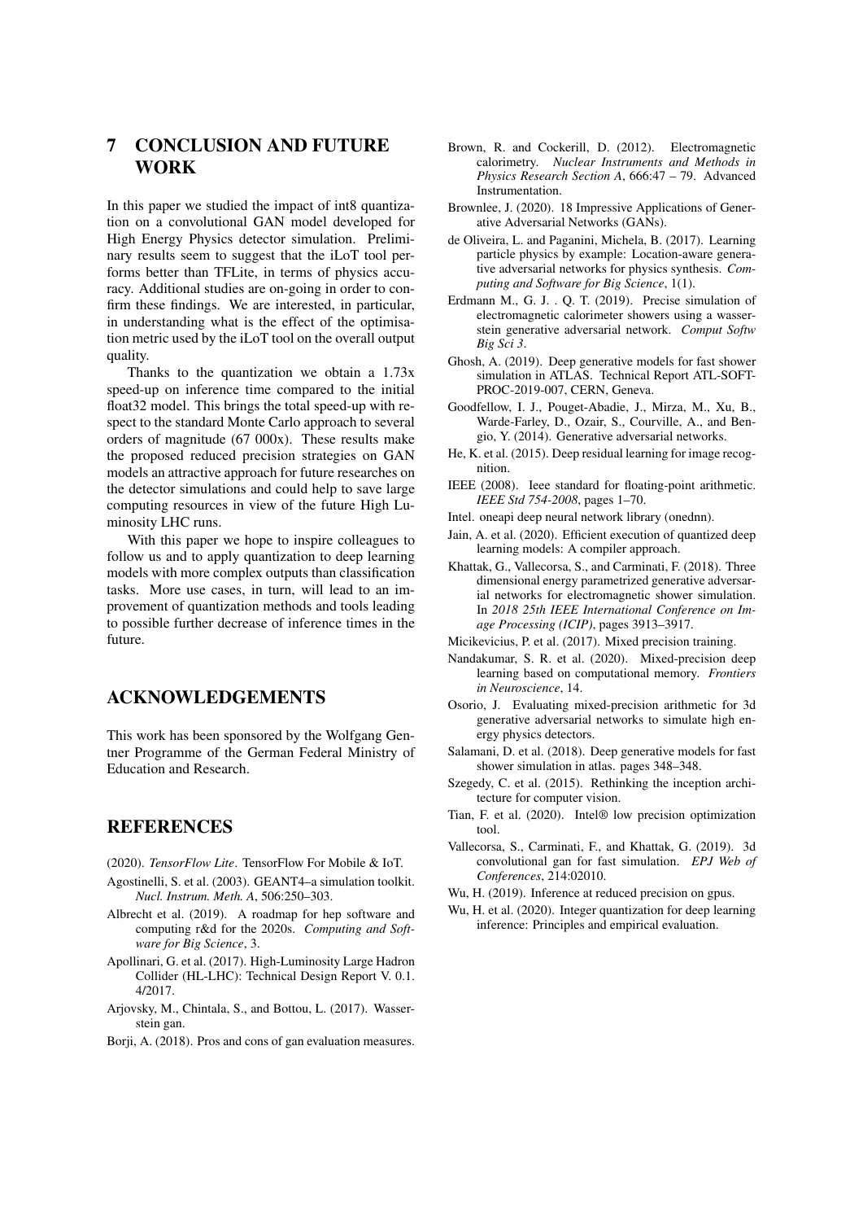## 7 CONCLUSION AND FUTURE WORK

In this paper we studied the impact of int8 quantization on a convolutional GAN model developed for High Energy Physics detector simulation. Preliminary results seem to suggest that the iLoT tool performs better than TFLite, in terms of physics accuracy. Additional studies are on-going in order to confirm these findings. We are interested, in particular, in understanding what is the effect of the optimisation metric used by the iLoT tool on the overall output quality.

Thanks to the quantization we obtain a 1.73x speed-up on inference time compared to the initial float32 model. This brings the total speed-up with respect to the standard Monte Carlo approach to several orders of magnitude (67 000x). These results make the proposed reduced precision strategies on GAN models an attractive approach for future researches on the detector simulations and could help to save large computing resources in view of the future High Luminosity LHC runs.

With this paper we hope to inspire colleagues to follow us and to apply quantization to deep learning models with more complex outputs than classification tasks. More use cases, in turn, will lead to an improvement of quantization methods and tools leading to possible further decrease of inference times in the future.

## ACKNOWLEDGEMENTS

This work has been sponsored by the Wolfgang Gentner Programme of the German Federal Ministry of Education and Research.

## REFERENCES

(2020). *TensorFlow Lite*. TensorFlow For Mobile & IoT.

Agostinelli, S. et al. (2003). GEANT4–a simulation toolkit. *Nucl. Instrum. Meth. A*, 506:250–303.

Albrecht et al. (2019). A roadmap for hep software and computing r&d for the 2020s. *Computing and Software for Big Science*, 3.

Apollinari, G. et al. (2017). High-Luminosity Large Hadron Collider (HL-LHC): Technical Design Report V. 0.1. 4/2017.

Arjovsky, M., Chintala, S., and Bottou, L. (2017). Wasserstein gan.

Borji, A. (2018). Pros and cons of gan evaluation measures.

Brown, R. and Cockerill, D. (2012). Electromagnetic calorimetry. *Nuclear Instruments and Methods in Physics Research Section A*, 666:47 – 79. Advanced Instrumentation.

Brownlee, J. (2020). 18 Impressive Applications of Generative Adversarial Networks (GANs).

de Oliveira, L. and Paganini, Michela, B. (2017). Learning particle physics by example: Location-aware generative adversarial networks for physics synthesis. *Computing and Software for Big Science*, 1(1).

Erdmann M., G. J. . Q. T. (2019). Precise simulation of electromagnetic calorimeter showers using a wasserstein generative adversarial network. *Comput Softw Big Sci 3*.

Ghosh, A. (2019). Deep generative models for fast shower simulation in ATLAS. Technical Report ATL-SOFT-PROC-2019-007, CERN, Geneva.

Goodfellow, I. J., Pouget-Abadie, J., Mirza, M., Xu, B., Warde-Farley, D., Ozair, S., Courville, A., and Bengio, Y. (2014). Generative adversarial networks.

He, K. et al. (2015). Deep residual learning for image recognition.

IEEE (2008). Ieee standard for floating-point arithmetic. *IEEE Std 754-2008*, pages 1–70.

Intel. oneapi deep neural network library (onednn).

Jain, A. et al. (2020). Efficient execution of quantized deep learning models: A compiler approach.

Khattak, G., Vallecorsa, S., and Carminati, F. (2018). Three dimensional energy parametrized generative adversarial networks for electromagnetic shower simulation. In *2018 25th IEEE International Conference on Image Processing (ICIP)*, pages 3913–3917.

Micikevicius, P. et al. (2017). Mixed precision training.

Nandakumar, S. R. et al. (2020). Mixed-precision deep learning based on computational memory. *Frontiers in Neuroscience*, 14.

Osorio, J. Evaluating mixed-precision arithmetic for 3d generative adversarial networks to simulate high energy physics detectors.

Salamani, D. et al. (2018). Deep generative models for fast shower simulation in atlas. pages 348–348.

Szegedy, C. et al. (2015). Rethinking the inception architecture for computer vision.

Tian, F. et al. (2020). Intel® low precision optimization tool.

Vallecorsa, S., Carminati, F., and Khattak, G. (2019). 3d convolutional gan for fast simulation. *EPJ Web of Conferences*, 214:02010.

Wu, H. (2019). Inference at reduced precision on gpus.

Wu, H. et al. (2020). Integer quantization for deep learning inference: Principles and empirical evaluation.